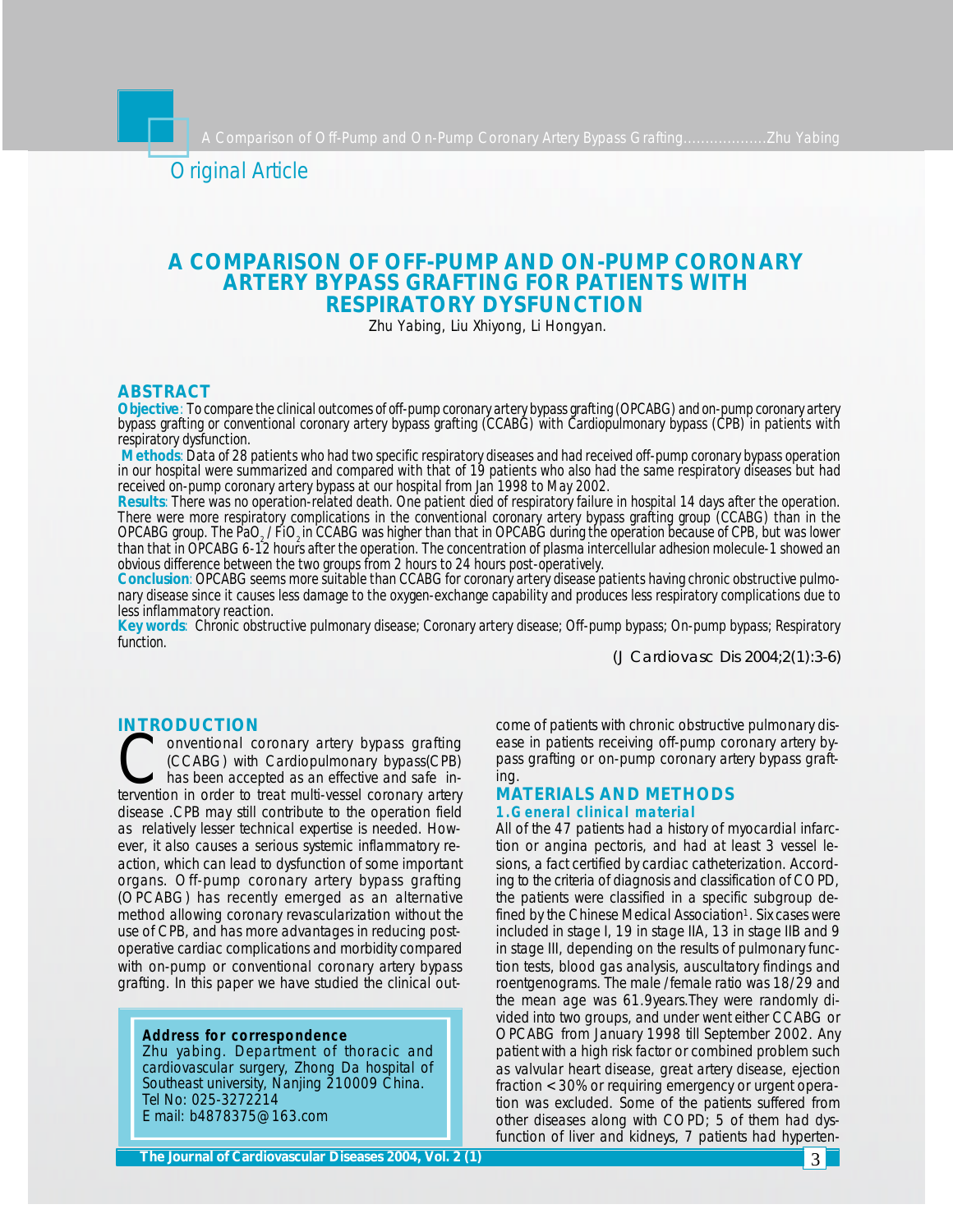Original Article

# A COMPARISON OF OFF-PUMP AND ON-PUMP CORONARY ARTERY BYPASS GRAFTING FOR PATIENTS WITH RESPIRATORY DYSFUNCTION

Zhu Yabing, Liu Xhiyong, Li Hongyan.

## ABSTRACT

**Objective**: To compare the clinical outcomes of off-pump coronary artery bypass grafting (OPCABG) and on-pump coronary artery bypass grafting or conventional coronary artery bypass grafting (CCABG) with Cardiopulmonary bypass (CPB) in patients with respiratory dysfunction.

**Methods**: Data of 28 patients who had two specific respiratory diseases and had received off-pump coronary bypass operation in our hospital were summarized and compared with that of 19 patients who also had the same respiratory diseases but had received on-pump coronary artery bypass at our hospital from Jan 1998 to May 2002.

**Results**: There was no operation-related death. One patient died of respiratory failure in hospital 14 days after the operation. There were more respiratory complications in the conventional coronary artery bypass grafting group (CCABG) than in the OPCABG group. The $PaO_2$ / $FiO_2$ in CCABG was higher than that in OPCABG during the operation because of CPB, but was lower than that in OPCABG 6-12 hours after the operation. The concentration of plasma intercellular adhesion molecule-1 showed an obvious difference between the two groups from 2 hours to 24 hours post-operatively.

**Conclusion**: OPCABG seems more suitable than CCABG for coronary artery disease patients having chronic obstructive pulmonary disease since it causes less damage to the oxygen-exchange capability and produces less respiratory complications due to less inflammatory reaction.

**Key words**: Chronic obstructive pulmonary disease; Coronary artery disease; Off-pump bypass; On-pump bypass; Respiratory function.

(J Cardiovasc Dis 2004;2(1):3-6)

## INTRODUCTION

Conventional coronary artery bypass grafting (CCABG) with Cardiopulmonary bypass(CPB) has been accepted as an effective and safe intervention in order to treat multi-vessel coronary artery disease .CPB may still contribute to the operation field as relatively lesser technical expertise is needed. However, it also causes a serious systemic inflammatory reaction, which can lead to dysfunction of some important organs. Off-pump coronary artery bypass grafting (OPCABG) has recently emerged as an alternative method allowing coronary revascularization without the use of CPB, and has more advantages in reducing postoperative cardiac complications and morbidity compared with on-pump or conventional coronary artery bypass grafting. In this paper we have studied the clinical outcome of patients with chronic obstructive pulmonary disease in patients receiving off-pump coronary artery bypass grafting or on-pump coronary artery bypass grafting.

**Address for correspondence**
Zhu yabing. Department of thoracic and cardiovascular surgery, Zhong Da hospital of Southeast university, Nanjing 210009 China.
Tel No: 025-3272214
E mail: b4878375@163.com

## MATERIALS AND METHODS

### 1.General clinical material

All of the 47 patients had a history of myocardial infarction or angina pectoris, and had at least 3 vessel lesions, a fact certified by cardiac catheterization. According to the criteria of diagnosis and classification of COPD, the patients were classified in a specific subgroup defined by the Chinese Medical Association[1]. Six cases were included in stage I, 19 in stage IIA, 13 in stage IIB and 9 in stage III, depending on the results of pulmonary function tests, blood gas analysis, auscultatory findings and roentgenograms. The male /female ratio was 18/29 and the mean age was 61.9years.They were randomly divided into two groups, and underwent either CCABG or OPCABG from January 1998 till September 2002. Any patient with a high risk factor or combined problem such as valvular heart disease, great artery disease, ejection fraction < 30% or requiring emergency or urgent operation was excluded. Some of the patients suffered from other diseases along with COPD; 5 of them had dysfunction of liver and kidneys, 7 patients had hyperten-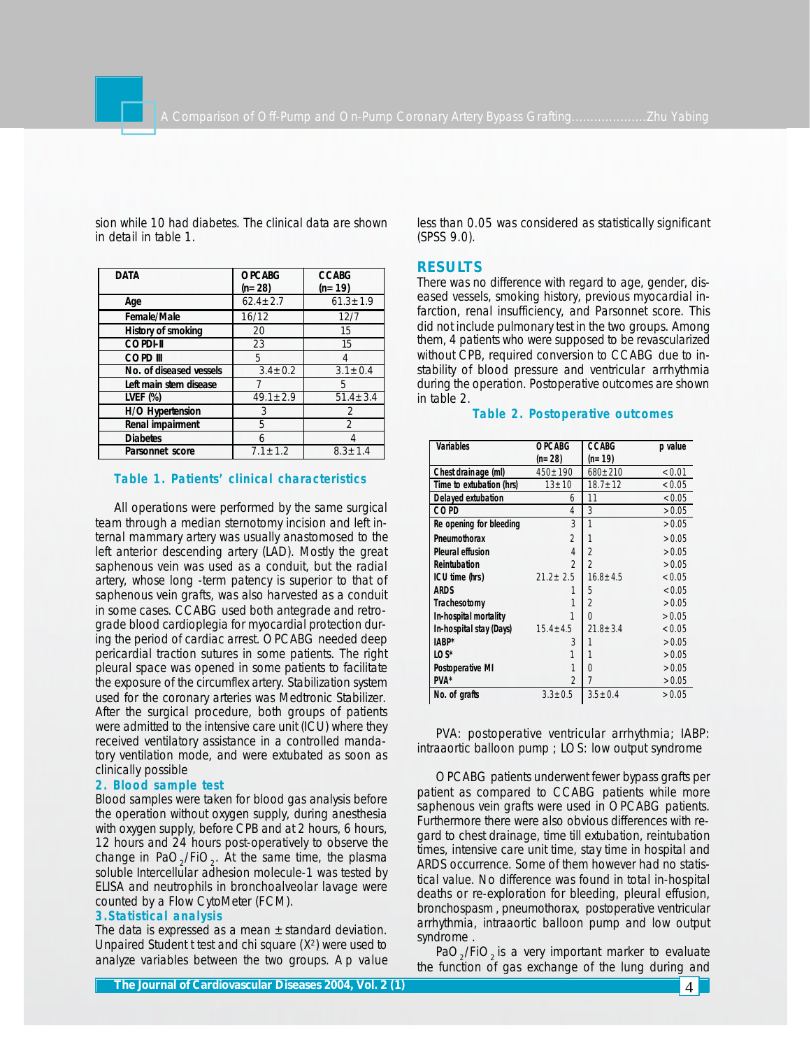sion while 10 had diabetes. The clinical data are shown in detail in table 1.

| DATA | OPCABG (n=28) | CCABG (n=19) |
|---|---|---|
| Age | 62.4±2.7 | 61.3±1.9 |
| Female/Male | 16/12 | 12/7 |
| History of smoking | 20 | 15 |
| COPD-II | 23 | 15 |
| COPD III | 5 | 4 |
| No. of diseased vessels | 3.4±0.2 | 3.1±0.4 |
| Left main stem disease | 7 | 5 |
| LVEF (%) | 49.1±2.9 | 51.4±3.4 |
| H/O Hypertension | 3 | 2 |
| Renal impairment | 5 | 2 |
| Diabetes | 6 | 4 |
| Parsonnet score | 7.1±1.2 | 8.3±1.4 |

**Table 1. Patients' clinical characteristics**

All operations were performed by the same surgical team through a median sternotomy incision and left internal mammary artery was usually anastomosed to the left anterior descending artery (LAD). Mostly the great saphenous vein was used as a conduit, but the radial artery, whose long -term patency is superior to that of saphenous vein grafts, was also harvested as a conduit in some cases. CCABG used both antegrade and retrograde blood cardioplegia for myocardial protection during the period of cardiac arrest. OPCABG needed deep pericardial traction sutures in some patients. The right pleural space was opened in some patients to facilitate the exposure of the circumflex artery. Stabilization system used for the coronary arteries was Medtronic Stabilizer. After the surgical procedure, both groups of patients were admitted to the intensive care unit (ICU) where they received ventilatory assistance in a controlled mandatory ventilation mode, and were extubated as soon as clinically possible

### 2. Blood sample test

Blood samples were taken for blood gas analysis before the operation without oxygen supply, during anesthesia with oxygen supply, before CPB and at 2 hours, 6 hours, 12 hours and 24 hours post-operatively to observe the change in $PaO_2/FiO_2$. At the same time, the plasma soluble Intercellular adhesion molecule-1 was tested by ELISA and neutrophils in bronchoalveolar lavage were counted by a Flow CytoMeter (FCM).

### 3.Statistical analysis

The data is expressed as a mean ± standard deviation. Unpaired Student t test and chi square ($X^2$) were used to analyze variables between the two groups. A p value less than 0.05 was considered as statistically significant (SPSS 9.0).

## RESULTS

There was no difference with regard to age, gender, diseased vessels, smoking history, previous myocardial infarction, renal insufficiency, and Parsonnet score. This did not include pulmonary test in the two groups. Among them, 4 patients who were supposed to be revascularized without CPB, required conversion to CCABG due to instability of blood pressure and ventricular arrhythmia during the operation. Postoperative outcomes are shown in table 2.

**Table 2. Postoperative outcomes**

| Variables | OPCABG (n=28) | CCABG (n=19) | p value |
|---|---|---|---|
| Chest drainage (ml) | 450±190 | 680±210 | <0.01 |
| Time to extubation (hrs) | 13±10 | 18.7±12 | <0.05 |
| Delayed extubation | 6 | 11 | <0.05 |
| COPD | 4 | 3 | >0.05 |
| Re opening for bleeding | 3 | 1 | >0.05 |
| Pneumothorax | 2 | 1 | >0.05 |
| Pleural effusion | 4 | 2 | >0.05 |
| Reintubation | 2 | 2 | >0.05 |
| ICU time (hrs) | 21.2± 2.5 | 16.8±4.5 | <0.05 |
| ARDS | 1 | 5 | <0.05 |
| Trachesotomy | 1 | 2 | >0.05 |
| In-hospital mortality | 1 | 0 | >0.05 |
| In-hospital stay (Days) | 15.4±4.5 | 21.8±3.4 | <0.05 |
| IABP* | 3 | 1 | >0.05 |
| LOS* | 1 | 1 | >0.05 |
| Postoperative MI | 1 | 0 | >0.05 |
| PVA* | 2 | 7 | >0.05 |
| No. of grafts | 3.3±0.5 | 3.5±0.4 | >0.05 |

PVA: postoperative ventricular arrhythmia; IABP: intraaortic balloon pump ; LOS: low output syndrome

OPCABG patients underwent fewer bypass grafts per patient as compared to CCABG patients while more saphenous vein grafts were used in OPCABG patients. Furthermore there were also obvious differences with regard to chest drainage, time till extubation, reintubation times, intensive care unit time, stay time in hospital and ARDS occurrence. Some of them however had no statistical value. No difference was found in total in-hospital deaths or re-exploration for bleeding, pleural effusion, bronchospasm , pneumothorax, postoperative ventricular arrhythmia, intraaortic balloon pump and low output syndrome .

$PaO_2/FiO_2$ is a very important marker to evaluate the function of gas exchange of the lung during and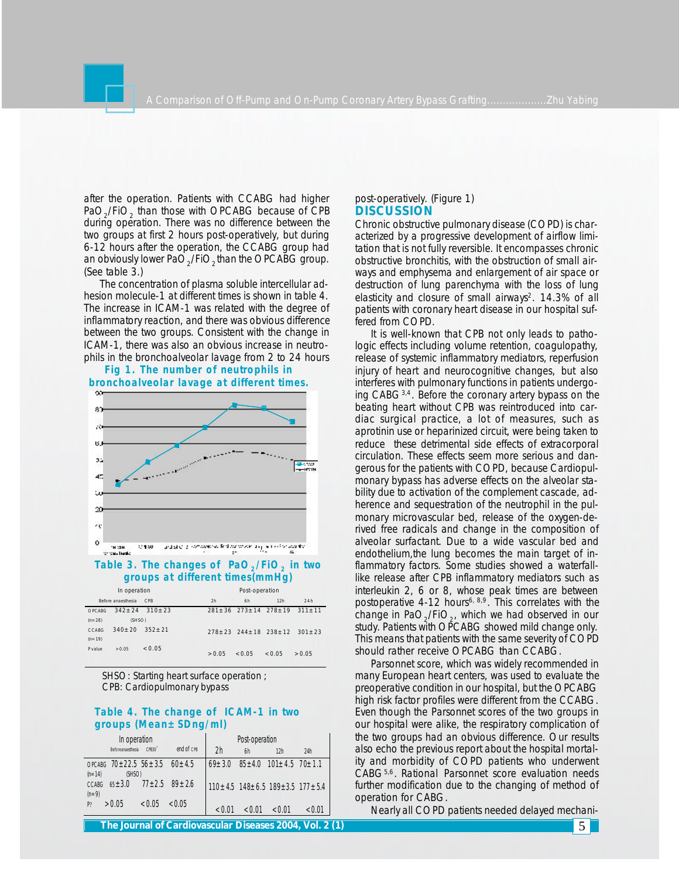after the operation. Patients with CCABG had higher $PaO_2/FiO_2$ than those with OPCABG because of CPB during operation. There was no difference between the two groups at first 2 hours post-operatively, but during 6-12 hours after the operation, the CCABG group had an obviously lower $PaO_2/FiO_2$ than the OPCABG group. (See table 3.)

The concentration of plasma soluble intercellular adhesion molecule-1 at different times is shown in table 4. The increase in ICAM-1 was related with the degree of inflammatory reaction, and there was obvious difference between the two groups. Consistent with the change in ICAM-1, there was also an obvious increase in neutrophils in the bronchoalveolar lavage from 2 to 24 hours post-operatively. (Figure 1)

**Fig 1. The number of neutrophils in bronchoalveolar lavage at different times.**

**Table 3. The changes of $PaO_2/FiO_2$ in two groups at different times(mmHg)**

| | In operation | | Post-operation | | | |
|---|---|---|---|---|---|---|
| | Before anaesthesia | CPB | 2h | 6h | 12h | 24h |
| OPCABG (n=28) | 342±24 | 310±23 (SHSO) | 281±36 | 273±14 | 278±19 | 311±11 |
| CCABG (n=19) | 340±20 | 352±21 | 278±23 | 244±18 | 238±12 | 301±23 |
| P value | >0.05 | <0.05 | >0.05 | <0.05 | <0.05 | >0.05 |

SHSO: Starting heart surface operation ;
CPB: Cardiopulmonary bypass

**Table 4. The change of ICAM-1 in two groups (Mean± SDng/ml)**

| | In operation | | | Post-operation | | | |
|---|---|---|---|---|---|---|---|
| | Before anaesthesia | CPB30' | end of CPB | 2h | 6h | 12h | 24h |
| OPCABG (n=14) | 70±22.5 | 56±3.5 (SHSO) | 60±4.5 | 69±3.0 | 85±4.0 | 101±4.5 | 70±1.1 |
| CCABG (n=9) | 65±3.0 | 77±2.5 | 89±2.6 | 110±4.5 | 148±6.5 | 189±3.5 | 177±5.4 |
| P? | >0.05 | <0.05 | <0.05 | <0.01 | <0.01 | <0.01 | <0.01 |

## DISCUSSION

Chronic obstructive pulmonary disease (COPD) is characterized by a progressive development of airflow limitation that is not fully reversible. It encompasses chronic obstructive bronchitis, with the obstruction of small airways and emphysema and enlargement of air space or destruction of lung parenchyma with the loss of lung elasticity and closure of small airways[2]. 14.3% of all patients with coronary heart disease in our hospital suffered from COPD.

It is well-known that CPB not only leads to pathologic effects including volume retention, coagulopathy, release of systemic inflammatory mediators, reperfusion injury of heart and neurocognitive changes, but also interferes with pulmonary functions in patients undergoing CABG [3,4]. Before the coronary artery bypass on the beating heart without CPB was reintroduced into cardiac surgical practice, a lot of measures, such as aprotinin use or heparinized circuit, were being taken to reduce these detrimental side effects of extracorporeal circulation. These effects seem more serious and dangerous for the patients with COPD, because Cardiopulmonary bypass has adverse effects on the alveolar stability due to activation of the complement cascade, adherence and sequestration of the neutrophil in the pulmonary microvascular bed, release of the oxygen-derived free radicals and change in the composition of alveolar surfactant. Due to a wide vascular bed and endothelium,the lung becomes the main target of inflammatory factors. Some studies showed a waterfall-like release after CPB inflammatory mediators such as interleukin 2, 6 or 8, whose peak times are between postoperative 4-12 hours[6, 8,9]. This correlates with the change in $PaO_2/FiO_2$, which we had observed in our study. Patients with OPCABG showed mild change only. This means that patients with the same severity of COPD should rather receive OPCABG than CCABG.

Parsonnet score, which was widely recommended in many European heart centers, was used to evaluate the preoperative condition in our hospital, but the OPCABG high risk factor profiles were different from the CCABG. Even though the Parsonnet scores of the two groups in our hospital were alike, the respiratory complication of the two groups had an obvious difference. Our results also echo the previous report about the hospital mortality and morbidity of COPD patients who underwent CABG [5,6]. Rational Parsonnet score evaluation needs further modification due to the changing of method of operation for CABG.

Nearly all COPD patients needed delayed mechani-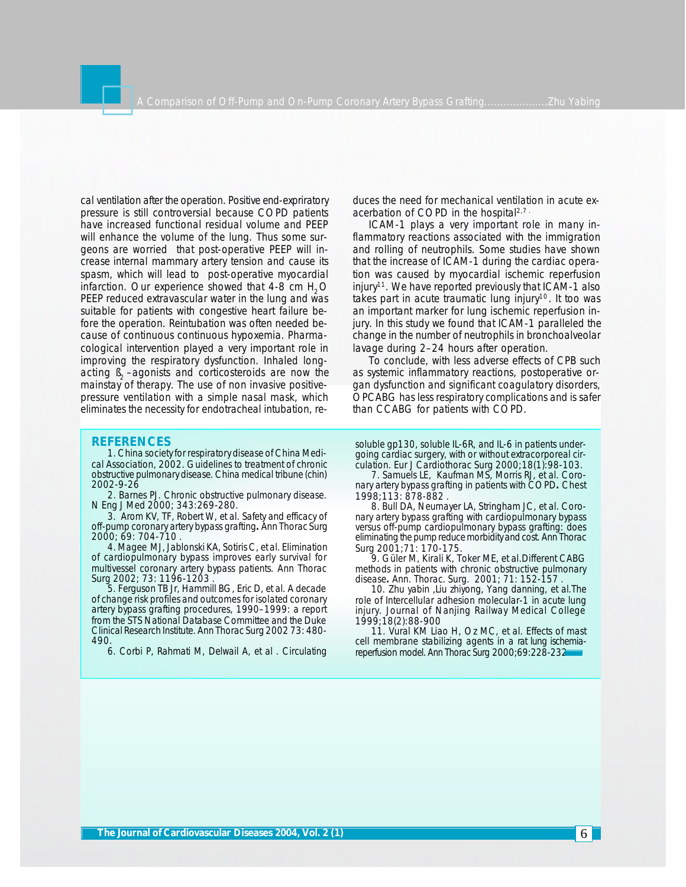cal ventilation after the operation. Positive end-expriratory pressure is still controversial because COPD patients have increased functional residual volume and PEEP will enhance the volume of the lung. Thus some surgeons are worried that post-operative PEEP will increase internal mammary artery tension and cause its spasm, which will lead to post-operative myocardial infarction. Our experience showed that 4-8 cm $H_2O$ PEEP reduced extravascular water in the lung and was suitable for patients with congestive heart failure before the operation. Reintubation was often needed because of continuous continuous hypoxemia. Pharmacological intervention played a very important role in improving the respiratory dysfunction. Inhaled long-acting $ß_2$ –agonists and corticosteroids are now the mainstay of therapy. The use of non invasive positive-pressure ventilation with a simple nasal mask, which eliminates the necessity for endotracheal intubation, reduces the need for mechanical ventilation in acute exacerbation of COPD in the hospital[2,7].

ICAM-1 plays a very important role in many inflammatory reactions associated with the immigration and rolling of neutrophils. Some studies have shown that the increase of ICAM-1 during the cardiac operation was caused by myocardial ischemic reperfusion injury[11]. We have reported previously that ICAM-1 also takes part in acute traumatic lung injury[10]. It too was an important marker for lung ischemic reperfusion injury. In this study we found that ICAM-1 paralleled the change in the number of neutrophils in bronchoalveolar lavage during 2–24 hours after operation.

To conclude, with less adverse effects of CPB such as systemic inflammatory reactions, postoperative organ dysfunction and significant coagulatory disorders, OPCABG has less respiratory complications and is safer than CCABG for patients with COPD.

## REFERENCES

1. China society for respiratory disease of China Medical Association, 2002. Guidelines to treatment of chronic obstructive pulmonary disease. China medical tribune (chin) 2002-9-26
2. Barnes PJ. Chronic obstructive pulmonary disease. N Eng J Med 2000; 343:269-280.
3. Arom KV, TF, Robert W, et al. Safety and efficacy of off-pump coronary artery bypass grafting**.** Ann Thorac Surg 2000; 69: 704-710 .
4. Magee MJ, Jablonski KA, Sotiris C, et al. Elimination of cardiopulmonary bypass improves early survival for multivessel coronary artery bypass patients. Ann Thorac Surg 2002; 73: 1196-1203 .
5. Ferguson TB Jr, Hammill BG, Eric D, et al. A decade of change risk profiles and outcomes for isolated coronary artery bypass grafting procedures, 1990–1999: a report from the STS National Database Committee and the Duke Clinical Research Institute. Ann Thorac Surg 2002 73: 480-490.
6. Corbi P, Rahmati M, Delwail A, et al . Circulating soluble gp130, soluble IL-6R, and IL-6 in patients undergoing cardiac surgery, with or without extracorporeal circulation. Eur J Cardiothorac Surg 2000;18(1):98-103.
7. Samuels LE, Kaufman MS, Morris RJ, et al. Coronary artery bypass grafting in patients with COPD**.** Chest 1998;113: 878-882 .
8. Bull DA, Neumayer LA, Stringham JC, et al. Coronary artery bypass grafting with cardiopulmonary bypass versus off-pump cardiopulmonary bypass grafting: does eliminating the pump reduce morbidity and cost. Ann Thorac Surg 2001;71: 170-175.
9. Güler M, Kirali K, Toker ME, et al.Different CABG methods in patients with chronic obstructive pulmonary disease**.** Ann. Thorac. Surg. 2001; 71: 152-157 .
10. Zhu yabin ,Liu zhiyong, Yang danning, et al.The role of Intercellular adhesion molecular-1 in acute lung injury. Journal of Nanjing Railway Medical College 1999;18(2):88-900
11. Vural KM Liao H, Oz MC, et al. Effects of mast cell membrane stabilizing agents in a rat lung ischemia-reperfusion model. Ann Thorac Surg 2000;69:228-232